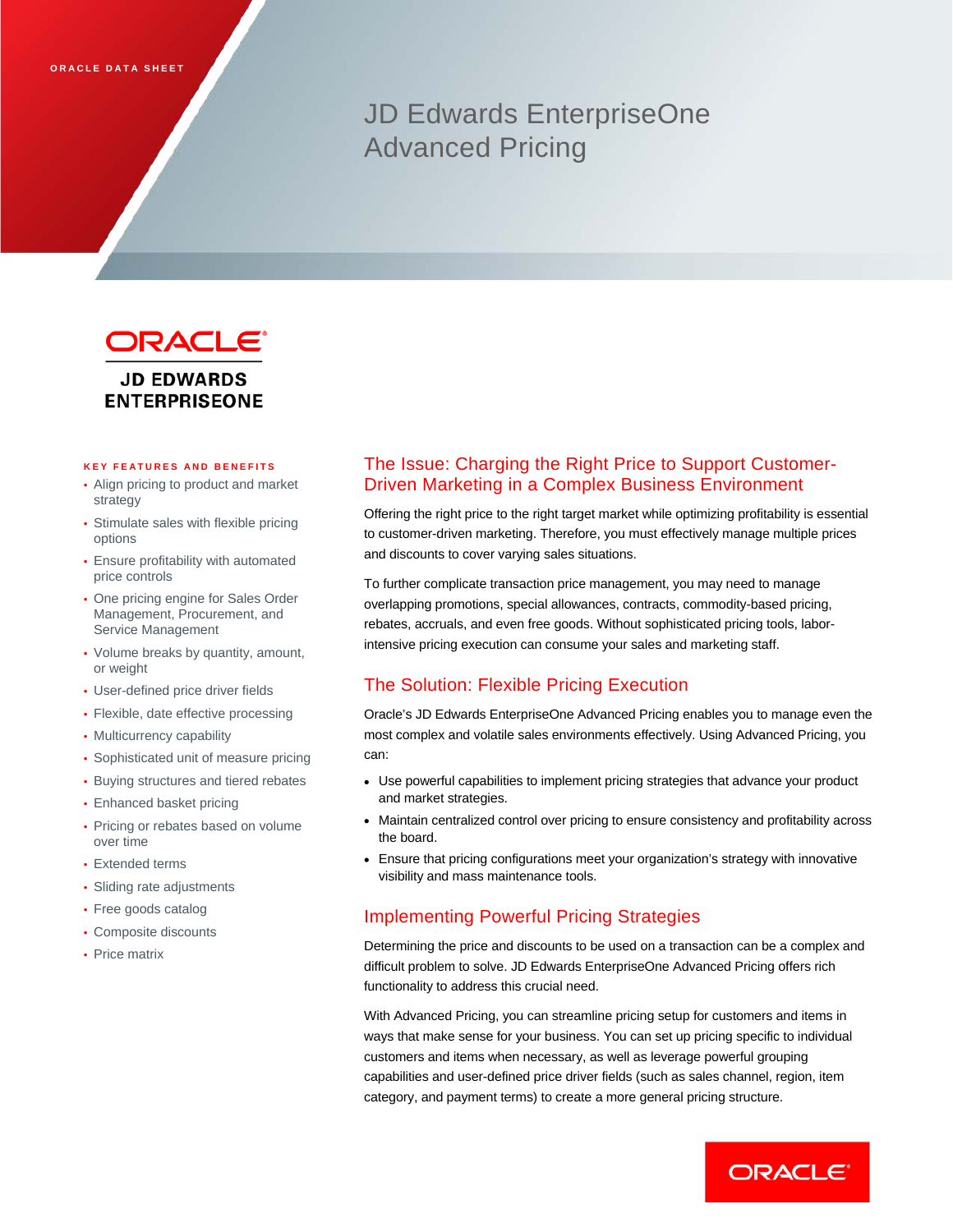ORACLE DATA SHEET

# JD Edwards EnterpriseOne Advanced Pricing

ORACLE
JD EDWARDS ENTERPRISEONE

### KEY FEATURES AND BENEFITS

- Align pricing to product and market strategy
- Stimulate sales with flexible pricing options
- Ensure profitability with automated price controls
- One pricing engine for Sales Order Management, Procurement, and Service Management
- Volume breaks by quantity, amount, or weight
- User-defined price driver fields
- Flexible, date effective processing
- Multicurrency capability
- Sophisticated unit of measure pricing
- Buying structures and tiered rebates
- Enhanced basket pricing
- Pricing or rebates based on volume over time
- Extended terms
- Sliding rate adjustments
- Free goods catalog
- Composite discounts
- Price matrix

## The Issue: Charging the Right Price to Support Customer-Driven Marketing in a Complex Business Environment

Offering the right price to the right target market while optimizing profitability is essential to customer-driven marketing. Therefore, you must effectively manage multiple prices and discounts to cover varying sales situations.

To further complicate transaction price management, you may need to manage overlapping promotions, special allowances, contracts, commodity-based pricing, rebates, accruals, and even free goods. Without sophisticated pricing tools, labor-intensive pricing execution can consume your sales and marketing staff.

## The Solution: Flexible Pricing Execution

Oracle's JD Edwards EnterpriseOne Advanced Pricing enables you to manage even the most complex and volatile sales environments effectively. Using Advanced Pricing, you can:

- Use powerful capabilities to implement pricing strategies that advance your product and market strategies.
- Maintain centralized control over pricing to ensure consistency and profitability across the board.
- Ensure that pricing configurations meet your organization's strategy with innovative visibility and mass maintenance tools.

## Implementing Powerful Pricing Strategies

Determining the price and discounts to be used on a transaction can be a complex and difficult problem to solve. JD Edwards EnterpriseOne Advanced Pricing offers rich functionality to address this crucial need.

With Advanced Pricing, you can streamline pricing setup for customers and items in ways that make sense for your business. You can set up pricing specific to individual customers and items when necessary, as well as leverage powerful grouping capabilities and user-defined price driver fields (such as sales channel, region, item category, and payment terms) to create a more general pricing structure.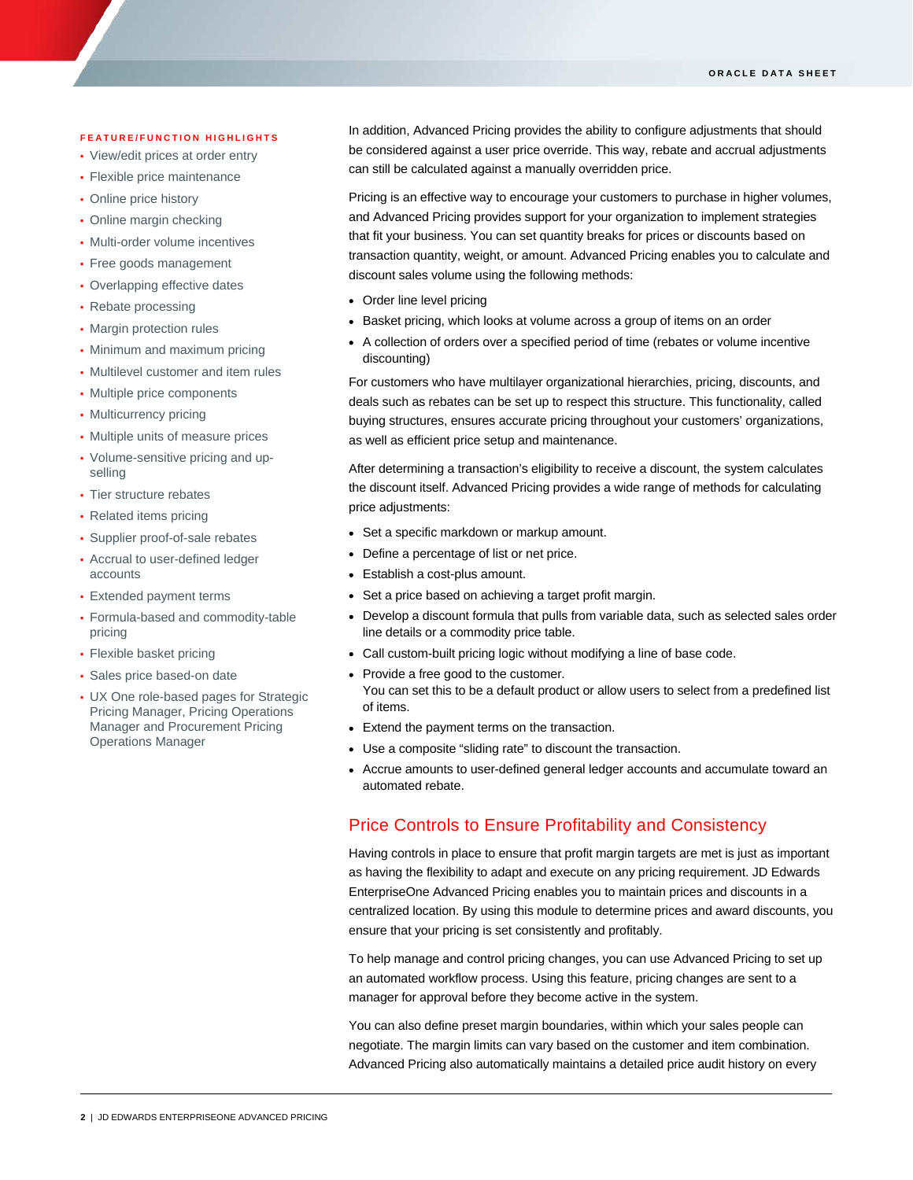**FEATURE/FUNCTION HIGHLIGHTS**

- View/edit prices at order entry
- Flexible price maintenance
- Online price history
- Online margin checking
- Multi-order volume incentives
- Free goods management
- Overlapping effective dates
- Rebate processing
- Margin protection rules
- Minimum and maximum pricing
- Multilevel customer and item rules
- Multiple price components
- Multicurrency pricing
- Multiple units of measure prices
- Volume-sensitive pricing and up-selling
- Tier structure rebates
- Related items pricing
- Supplier proof-of-sale rebates
- Accrual to user-defined ledger accounts
- Extended payment terms
- Formula-based and commodity-table pricing
- Flexible basket pricing
- Sales price based-on date
- UX One role-based pages for Strategic Pricing Manager, Pricing Operations Manager and Procurement Pricing Operations Manager

In addition, Advanced Pricing provides the ability to configure adjustments that should be considered against a user price override. This way, rebate and accrual adjustments can still be calculated against a manually overridden price.

Pricing is an effective way to encourage your customers to purchase in higher volumes, and Advanced Pricing provides support for your organization to implement strategies that fit your business. You can set quantity breaks for prices or discounts based on transaction quantity, weight, or amount. Advanced Pricing enables you to calculate and discount sales volume using the following methods:

- Order line level pricing
- Basket pricing, which looks at volume across a group of items on an order
- A collection of orders over a specified period of time (rebates or volume incentive discounting)

For customers who have multilayer organizational hierarchies, pricing, discounts, and deals such as rebates can be set up to respect this structure. This functionality, called buying structures, ensures accurate pricing throughout your customers' organizations, as well as efficient price setup and maintenance.

After determining a transaction's eligibility to receive a discount, the system calculates the discount itself. Advanced Pricing provides a wide range of methods for calculating price adjustments:

- Set a specific markdown or markup amount.
- Define a percentage of list or net price.
- Establish a cost-plus amount.
- Set a price based on achieving a target profit margin.
- Develop a discount formula that pulls from variable data, such as selected sales order line details or a commodity price table.
- Call custom-built pricing logic without modifying a line of base code.
- Provide a free good to the customer.
  You can set this to be a default product or allow users to select from a predefined list of items.
- Extend the payment terms on the transaction.
- Use a composite "sliding rate" to discount the transaction.
- Accrue amounts to user-defined general ledger accounts and accumulate toward an automated rebate.

## Price Controls to Ensure Profitability and Consistency

Having controls in place to ensure that profit margin targets are met is just as important as having the flexibility to adapt and execute on any pricing requirement. JD Edwards EnterpriseOne Advanced Pricing enables you to maintain prices and discounts in a centralized location. By using this module to determine prices and award discounts, you ensure that your pricing is set consistently and profitably.

To help manage and control pricing changes, you can use Advanced Pricing to set up an automated workflow process. Using this feature, pricing changes are sent to a manager for approval before they become active in the system.

You can also define preset margin boundaries, within which your sales people can negotiate. The margin limits can vary based on the customer and item combination. Advanced Pricing also automatically maintains a detailed price audit history on every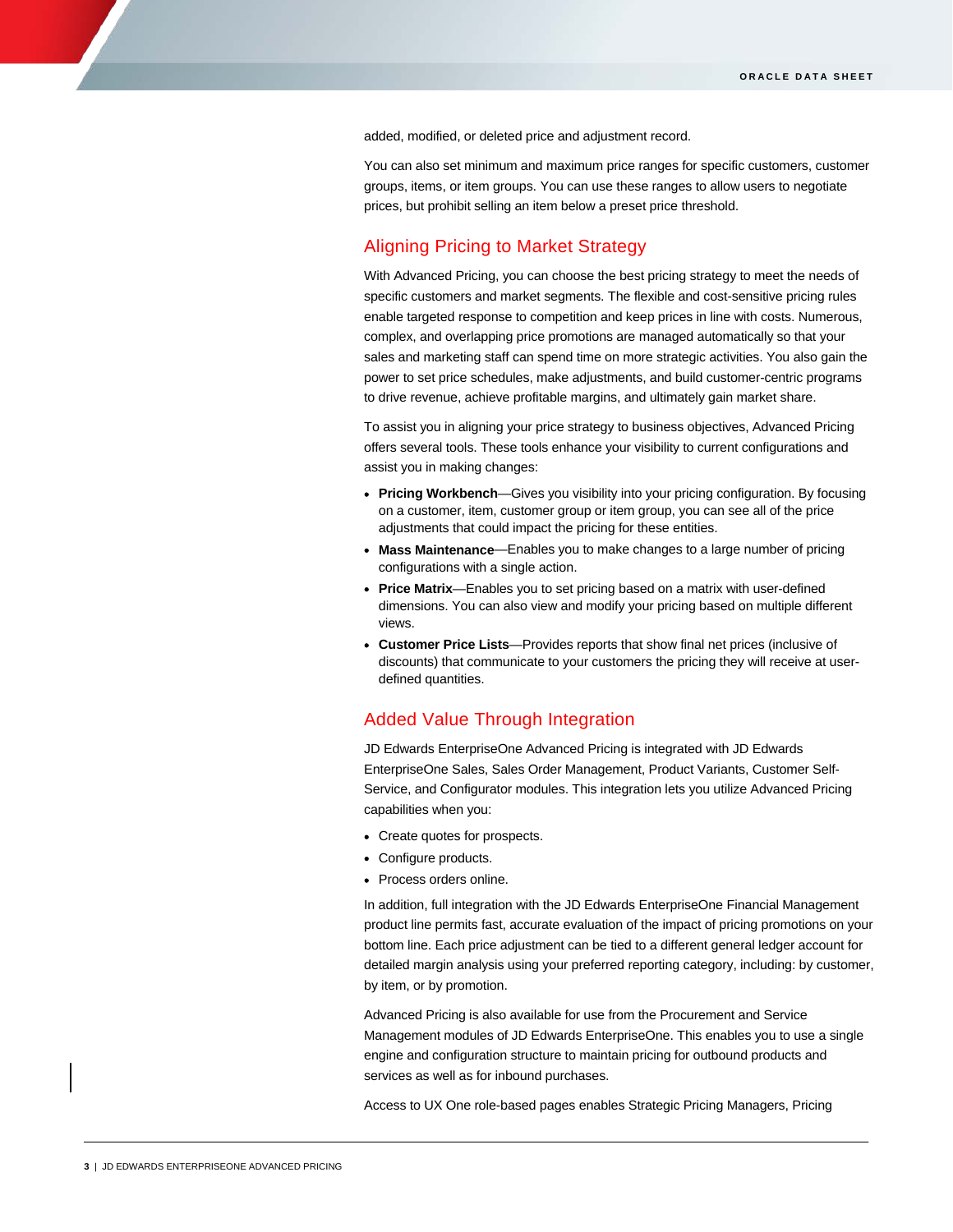added, modified, or deleted price and adjustment record.

You can also set minimum and maximum price ranges for specific customers, customer groups, items, or item groups. You can use these ranges to allow users to negotiate prices, but prohibit selling an item below a preset price threshold.

## Aligning Pricing to Market Strategy

With Advanced Pricing, you can choose the best pricing strategy to meet the needs of specific customers and market segments. The flexible and cost-sensitive pricing rules enable targeted response to competition and keep prices in line with costs. Numerous, complex, and overlapping price promotions are managed automatically so that your sales and marketing staff can spend time on more strategic activities. You also gain the power to set price schedules, make adjustments, and build customer-centric programs to drive revenue, achieve profitable margins, and ultimately gain market share.

To assist you in aligning your price strategy to business objectives, Advanced Pricing offers several tools. These tools enhance your visibility to current configurations and assist you in making changes:

- **Pricing Workbench**—Gives you visibility into your pricing configuration. By focusing on a customer, item, customer group or item group, you can see all of the price adjustments that could impact the pricing for these entities.
- **Mass Maintenance**—Enables you to make changes to a large number of pricing configurations with a single action.
- **Price Matrix**—Enables you to set pricing based on a matrix with user-defined dimensions. You can also view and modify your pricing based on multiple different views.
- **Customer Price Lists**—Provides reports that show final net prices (inclusive of discounts) that communicate to your customers the pricing they will receive at user-defined quantities.

## Added Value Through Integration

JD Edwards EnterpriseOne Advanced Pricing is integrated with JD Edwards EnterpriseOne Sales, Sales Order Management, Product Variants, Customer Self-Service, and Configurator modules. This integration lets you utilize Advanced Pricing capabilities when you:

- Create quotes for prospects.
- Configure products.
- Process orders online.

In addition, full integration with the JD Edwards EnterpriseOne Financial Management product line permits fast, accurate evaluation of the impact of pricing promotions on your bottom line. Each price adjustment can be tied to a different general ledger account for detailed margin analysis using your preferred reporting category, including: by customer, by item, or by promotion.

Advanced Pricing is also available for use from the Procurement and Service Management modules of JD Edwards EnterpriseOne. This enables you to use a single engine and configuration structure to maintain pricing for outbound products and services as well as for inbound purchases.

Access to UX One role-based pages enables Strategic Pricing Managers, Pricing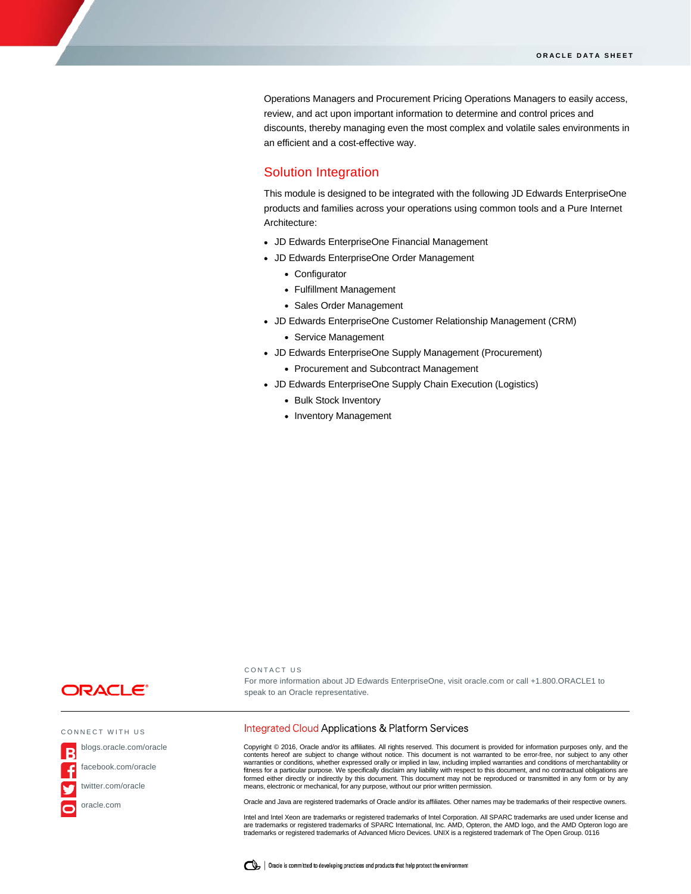Operations Managers and Procurement Pricing Operations Managers to easily access, review, and act upon important information to determine and control prices and discounts, thereby managing even the most complex and volatile sales environments in an efficient and a cost-effective way.

## Solution Integration

This module is designed to be integrated with the following JD Edwards EnterpriseOne products and families across your operations using common tools and a Pure Internet Architecture:

- JD Edwards EnterpriseOne Financial Management
- JD Edwards EnterpriseOne Order Management
  - Configurator
  - Fulfillment Management
  - Sales Order Management
- JD Edwards EnterpriseOne Customer Relationship Management (CRM)
  - Service Management
- JD Edwards EnterpriseOne Supply Management (Procurement)
  - Procurement and Subcontract Management
- JD Edwards EnterpriseOne Supply Chain Execution (Logistics)
  - Bulk Stock Inventory
  - Inventory Management

CONTACT US

For more information about JD Edwards EnterpriseOne, visit oracle.com or call +1.800.ORACLE1 to speak to an Oracle representative.

CONNECT WITH US

blogs.oracle.com/oracle

facebook.com/oracle

twitter.com/oracle

oracle.com

Integrated Cloud Applications & Platform Services

Copyright © 2016, Oracle and/or its affiliates. All rights reserved. This document is provided for information purposes only, and the contents hereof are subject to change without notice. This document is not warranted to be error-free, nor subject to any other warranties or conditions, whether expressed orally or implied in law, including implied warranties and conditions of merchantability or fitness for a particular purpose. We specifically disclaim any liability with respect to this document, and no contractual obligations are formed either directly or indirectly by this document. This document may not be reproduced or transmitted in any form or by any means, electronic or mechanical, for any purpose, without our prior written permission.

Oracle and Java are registered trademarks of Oracle and/or its affiliates. Other names may be trademarks of their respective owners.

Intel and Intel Xeon are trademarks or registered trademarks of Intel Corporation. All SPARC trademarks are used under license and are trademarks or registered trademarks of SPARC International, Inc. AMD, Opteron, the AMD logo, and the AMD Opteron logo are trademarks or registered trademarks of Advanced Micro Devices. UNIX is a registered trademark of The Open Group. 0116

Oracle is committed to developing practices and products that help protect the environment